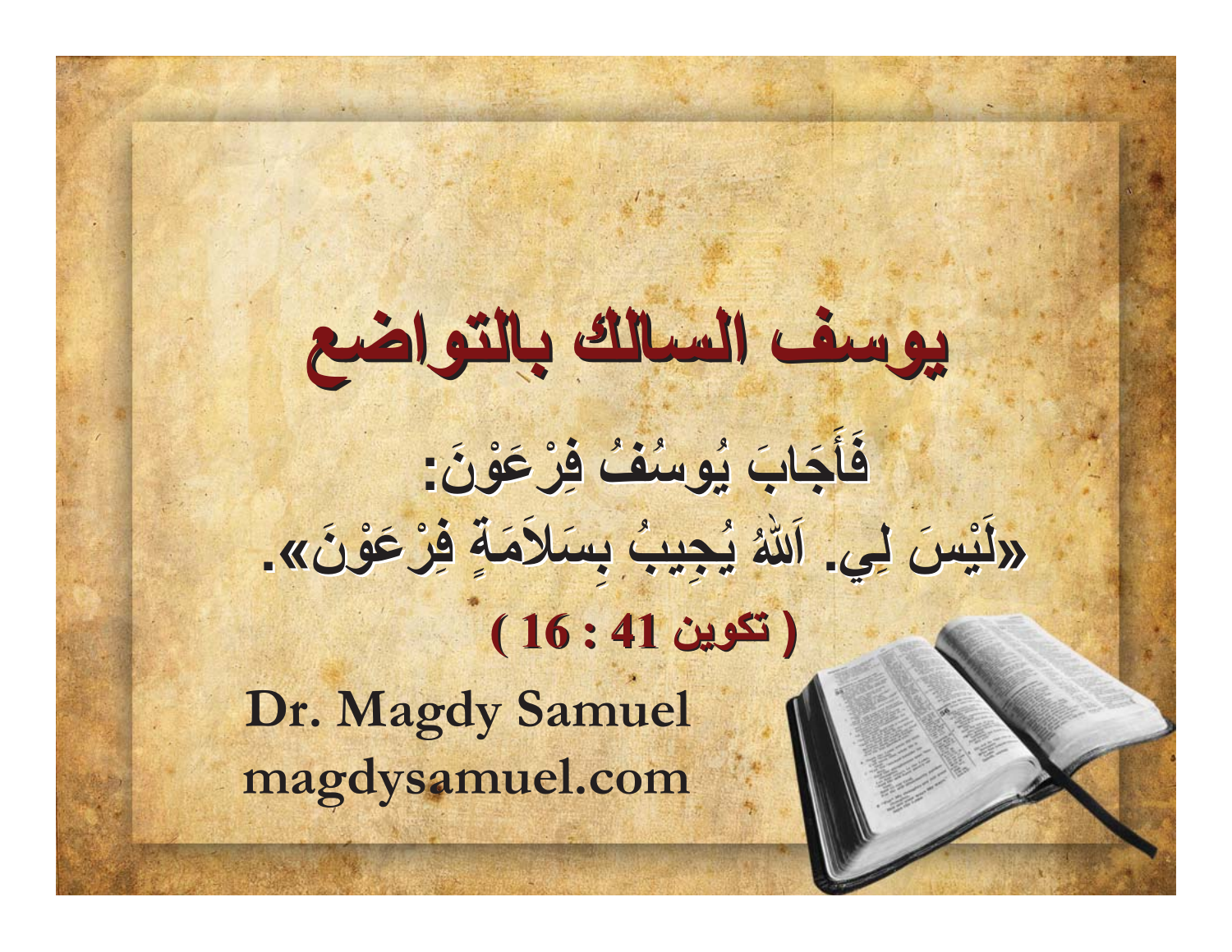# يوسف السالك بالتواضع

**فَأَجَابَ يُوسُفُ فِرْعَوْنَ:**
**«لَيْسَ لِي. اَللهُ يُجِيبُ بِسَلاَمَةِ فِرْعَوْنَ».**

**( تكوين 41 : 16 )**

**Dr. Magdy Samuel**
**magdysamuel.com**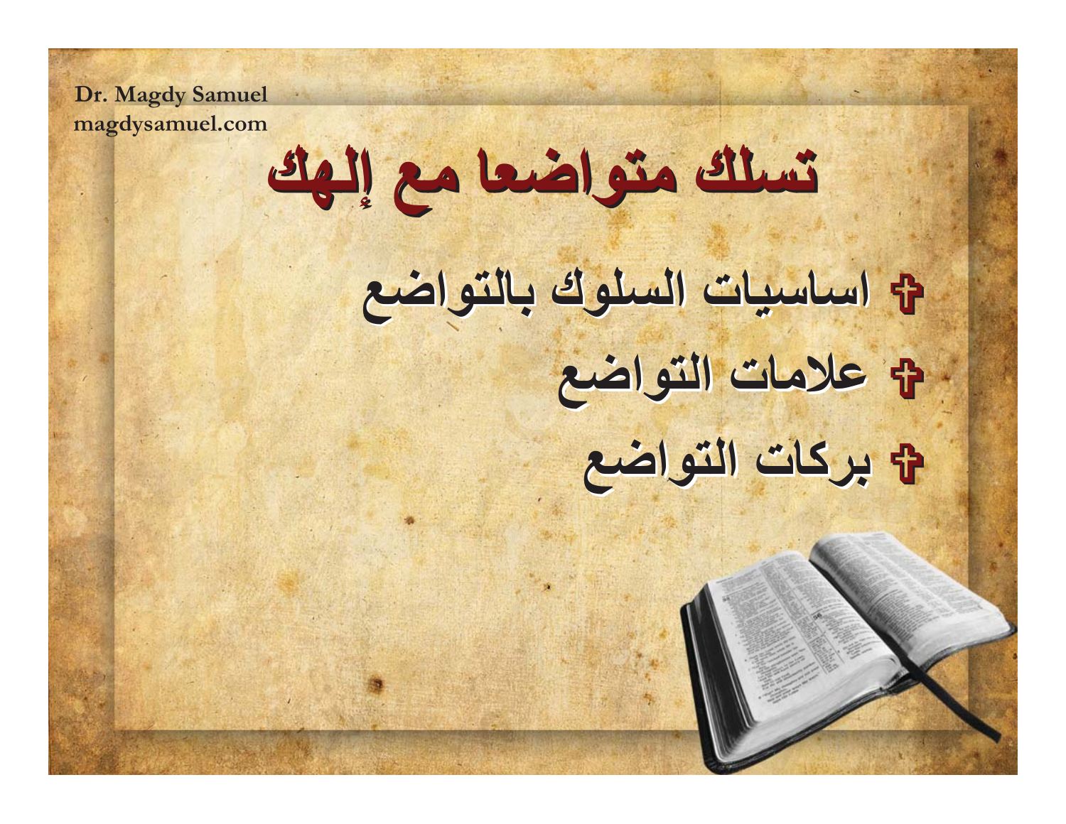Dr. Magdy Samuel
magdysamuel.com

# تسلك متواضعا مع إلهك

- اساسيات السلوك بالتواضع
- علامات التواضع
- بركات التواضع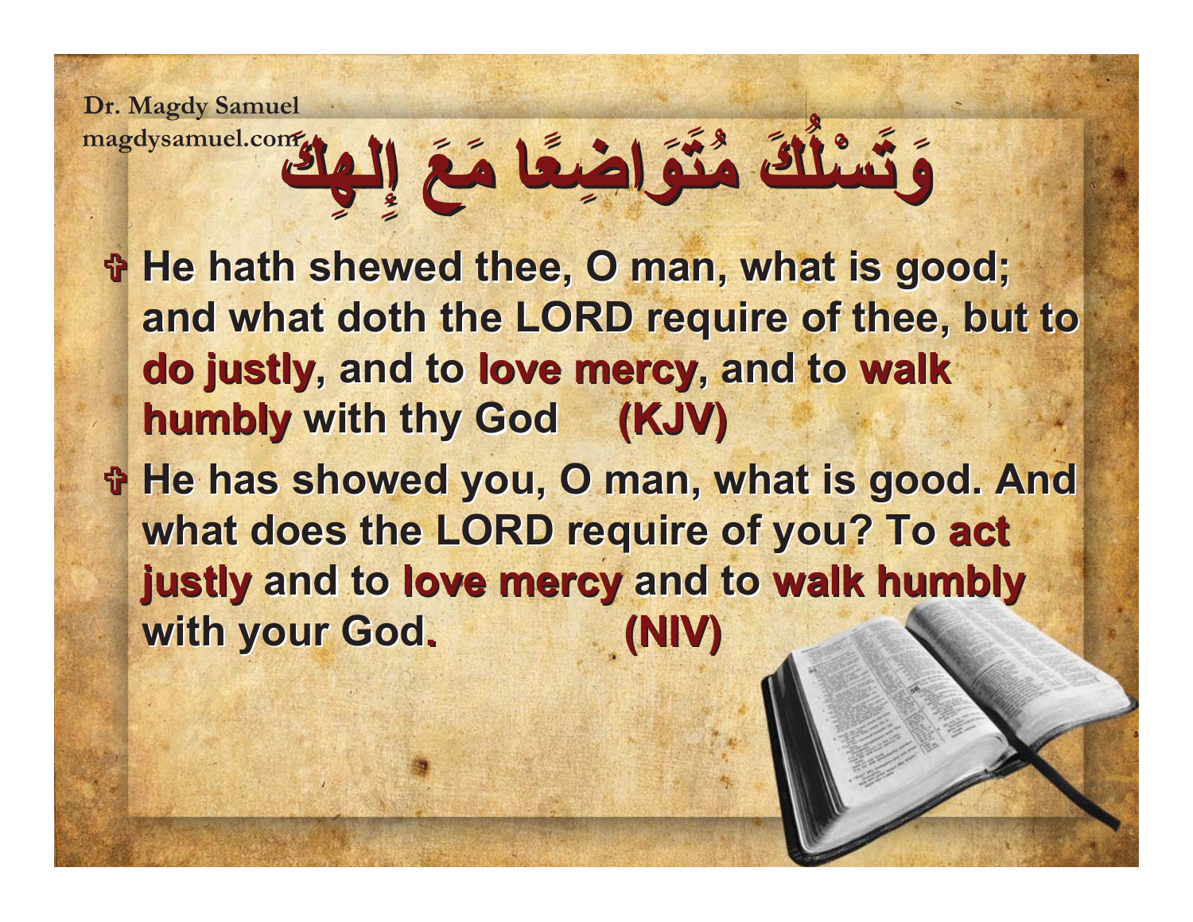Dr. Magdy Samuel
magdysamuel.com

# وَتَسْلُكَ مُتَوَاضِعًا مَعَ إِلَهِكَ

- He hath shewed thee, O man, what is good; and what doth the LORD require of thee, but to **do justly**, and to **love mercy**, and to **walk humbly** with thy God **(KJV)**
- He has showed you, O man, what is good. And what does the LORD require of you? To **act justly** and to **love mercy** and to **walk humbly** with your God. **(NIV)**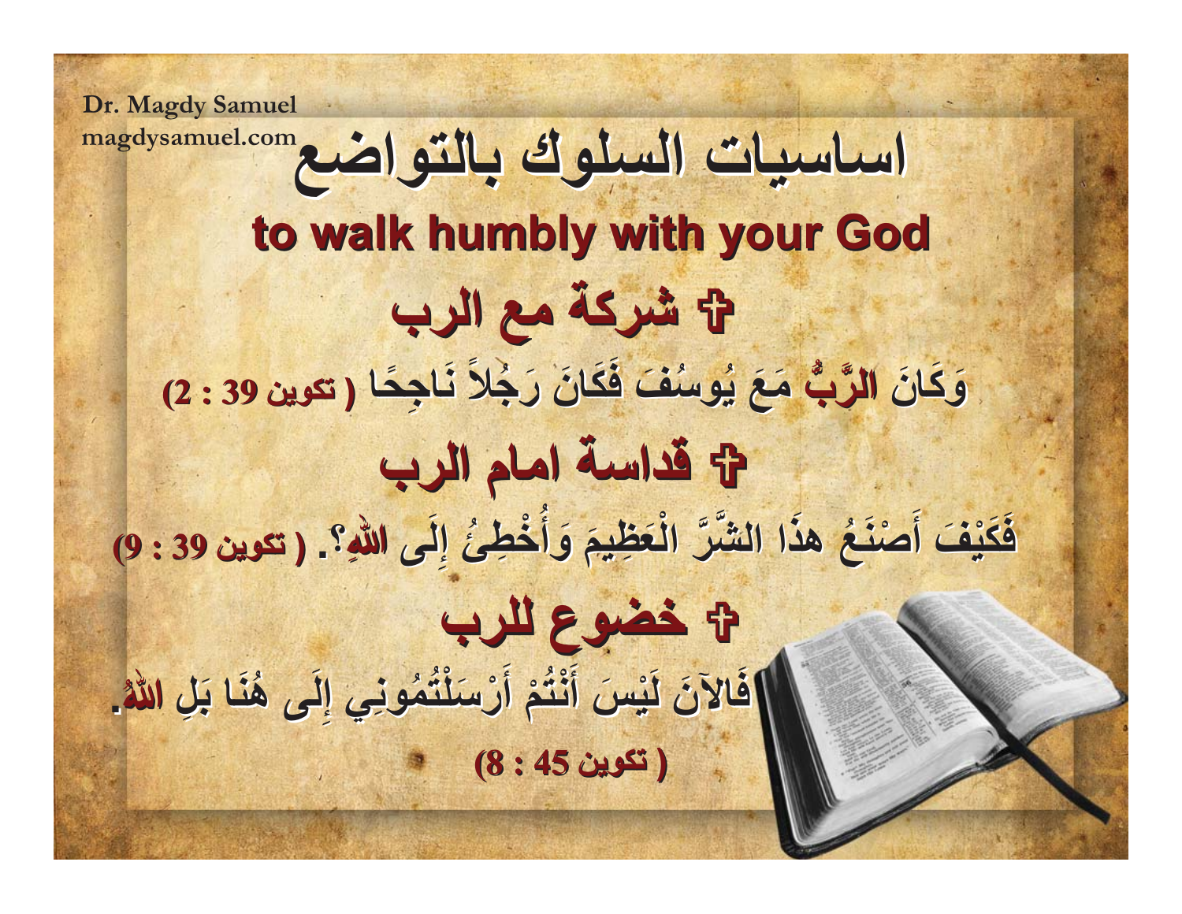Dr. Magdy Samuel
magdysamuel.com

# اساسيات السلوك بالتواضع

## to walk humbly with your God

### ✞ شركة مع الرب

وَكَانَ الرَّبُّ مَعَ يُوسُفَ فَكَانَ رَجُلاً نَاجِحًا ( تكوين 39 : 2)

### ✞ قداسة امام الرب

فَكَيْفَ أَصْنَعُ هذَا الشَّرَّ الْعَظِيمَ وَأُخْطِئُ إِلَى اللهِ؟. ( تكوين 39 : 9)

### ✞ خضوع للرب

فَالآنَ لَيْسَ أَنْتُمْ أَرْسَلْتُمُونِي إِلَى هُنَا بَلِ اللهُ.

( تكوين 45 : 8)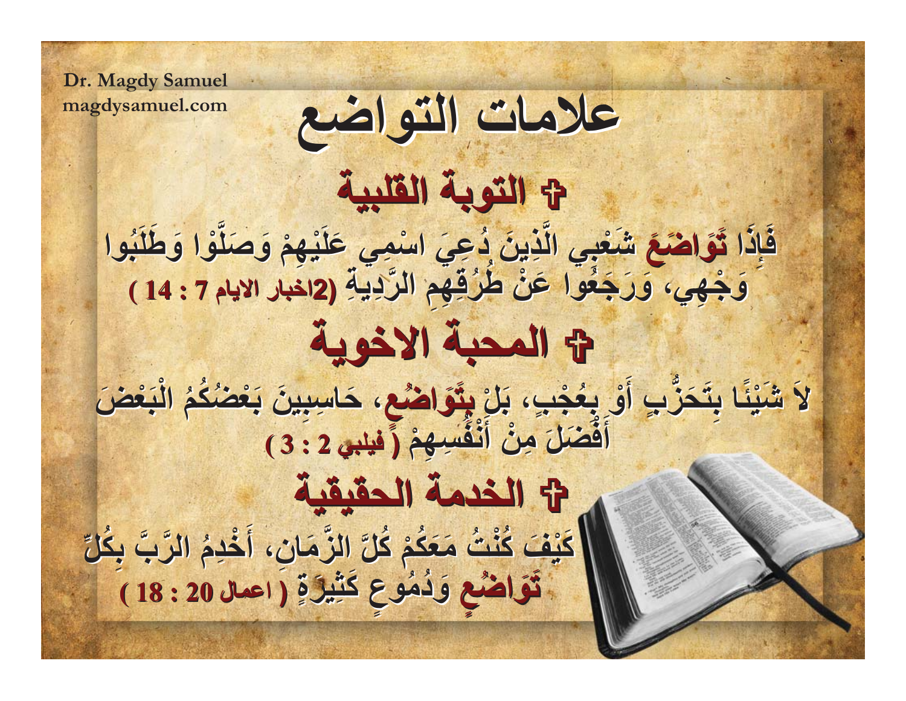Dr. Magdy Samuel
magdysamuel.com

# علامات التواضع

## ✝ التوبة القلبية

فَإِذَا **تَوَاضَعَ** شَعْبِي الَّذِينَ دُعِيَ اسْمِي عَلَيْهِمْ وَصَلَّوْا وَطَلَبُوا وَجْهِي، وَرَجَعُوا عَنْ طُرُقِهِمِ الرَّدِيةِ **(2اخبار الايام 7 : 14 )**

## ✝ المحبة الاخوية

لاَ شَيْئًا بِتَحَزُّبٍ أَوْ بِعُجْبٍ، بَلْ **بِتَوَاضُعٍ**، حَاسِبِينَ بَعْضُكُمُ الْبَعْضَ أَفْضَلَ مِنْ أَنْفُسِهِمْ **( فيلبي 2 : 3 )**

## ✝ الخدمة الحقيقية

كَيْفَ كُنْتُ مَعَكُمْ كُلَّ الزَّمَانِ، أَخْدِمُ الرَّبَّ بِكُلِّ **تَوَاضُعٍ** وَدُمُوعٍ كَثِيرَةٍ **( اعمال 20 : 18 )**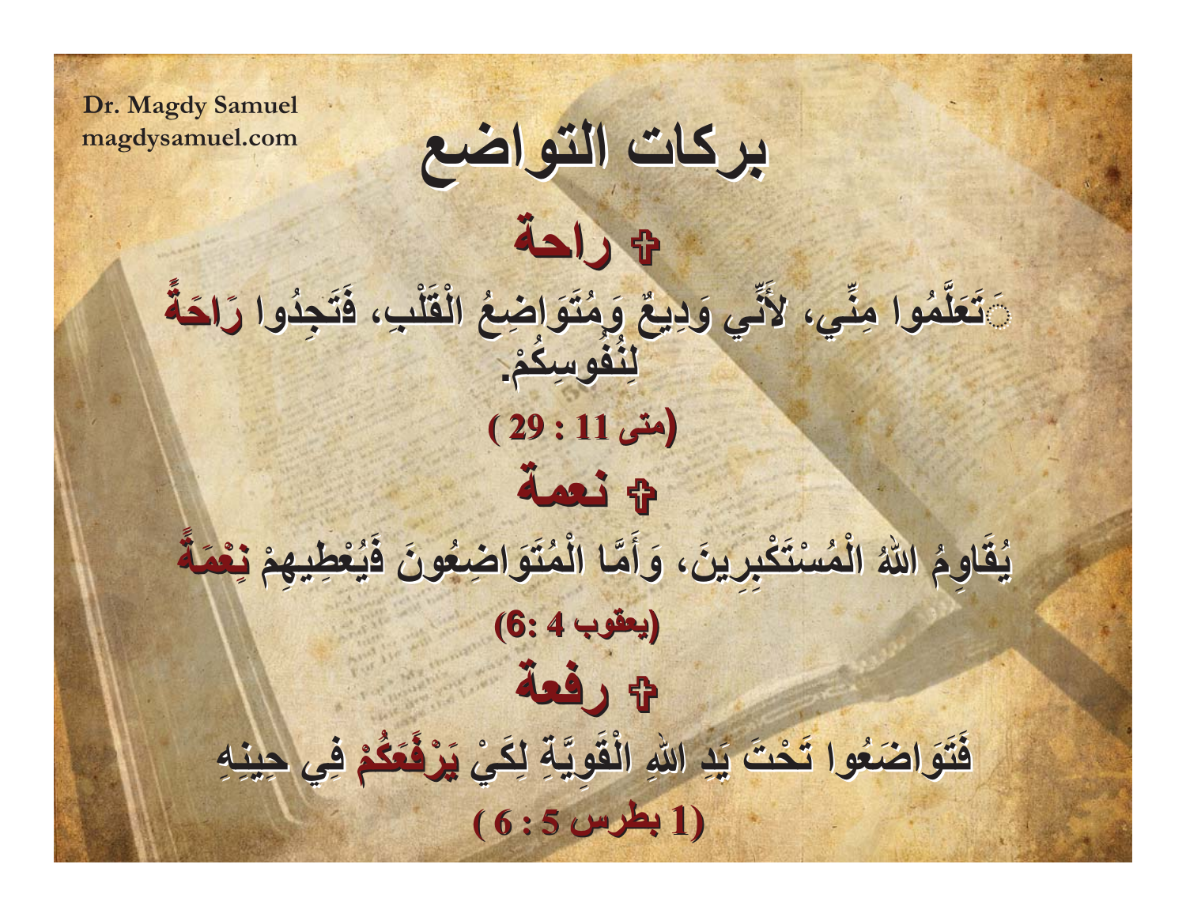Dr. Magdy Samuel
magdysamuel.com

# بركات التواضع

## ✟ راحة

َتَعَلَّمُوا مِنِّي، لأَنِّي وَدِيعٌ وَمُتَوَاضِعُ الْقَلْبِ، فَتَجِدُوا **رَاحَةً** لِنُفُوسِكُمْ.

(متى 11 : 29 )

## ✟ نعمة

يُقَاوِمُ اللهُ الْمُسْتَكْبِرِينَ، وَأَمَّا الْمُتَوَاضِعُونَ فَيُعْطِيهِمْ **نِعْمَةً**

(يعقوب 4 :6)

## ✟ رفعة

فَتَوَاضَعُوا تَحْتَ يَدِ اللهِ الْقَوِيَّةِ لِكَيْ **يَرْفَعَكُمْ** فِي حِينِهِ

(1 بطرس 5 : 6 )